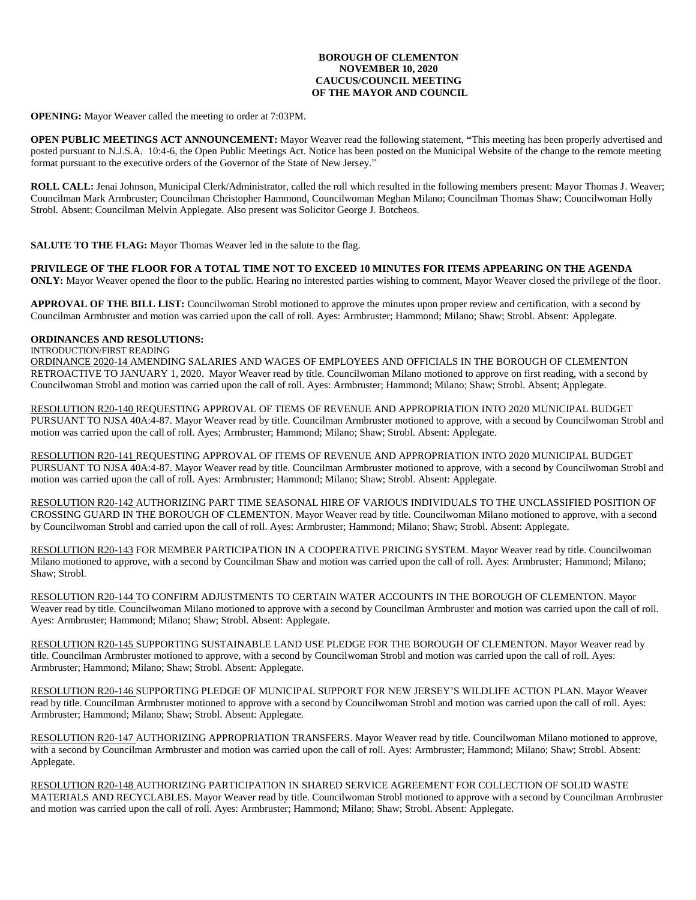**BOROUGH OF CLEMENTON**
**NOVEMBER 10, 2020**
**CAUCUS/COUNCIL MEETING**
**OF THE MAYOR AND COUNCIL**

**OPENING:** Mayor Weaver called the meeting to order at 7:03PM.

**OPEN PUBLIC MEETINGS ACT ANNOUNCEMENT:** Mayor Weaver read the following statement, **"**This meeting has been properly advertised and posted pursuant to N.J.S.A. 10:4-6, the Open Public Meetings Act. Notice has been posted on the Municipal Website of the change to the remote meeting format pursuant to the executive orders of the Governor of the State of New Jersey."

**ROLL CALL:** Jenai Johnson, Municipal Clerk/Administrator, called the roll which resulted in the following members present: Mayor Thomas J. Weaver; Councilman Mark Armbruster; Councilman Christopher Hammond, Councilwoman Meghan Milano; Councilman Thomas Shaw; Councilwoman Holly Strobl. Absent: Councilman Melvin Applegate. Also present was Solicitor George J. Botcheos.

**SALUTE TO THE FLAG:** Mayor Thomas Weaver led in the salute to the flag.

**PRIVILEGE OF THE FLOOR FOR A TOTAL TIME NOT TO EXCEED 10 MINUTES FOR ITEMS APPEARING ON THE AGENDA ONLY:** Mayor Weaver opened the floor to the public. Hearing no interested parties wishing to comment, Mayor Weaver closed the privilege of the floor.

**APPROVAL OF THE BILL LIST:** Councilwoman Strobl motioned to approve the minutes upon proper review and certification, with a second by Councilman Armbruster and motion was carried upon the call of roll. Ayes: Armbruster; Hammond; Milano; Shaw; Strobl. Absent: Applegate.

**ORDINANCES AND RESOLUTIONS:**

INTRODUCTION/FIRST READING

ORDINANCE 2020-14 AMENDING SALARIES AND WAGES OF EMPLOYEES AND OFFICIALS IN THE BOROUGH OF CLEMENTON RETROACTIVE TO JANUARY 1, 2020. Mayor Weaver read by title. Councilwoman Milano motioned to approve on first reading, with a second by Councilwoman Strobl and motion was carried upon the call of roll. Ayes: Armbruster; Hammond; Milano; Shaw; Strobl. Absent; Applegate.

RESOLUTION R20-140 REQUESTING APPROVAL OF TIEMS OF REVENUE AND APPROPRIATION INTO 2020 MUNICIPAL BUDGET PURSUANT TO NJSA 40A:4-87. Mayor Weaver read by title. Councilman Armbruster motioned to approve, with a second by Councilwoman Strobl and motion was carried upon the call of roll. Ayes; Armbruster; Hammond; Milano; Shaw; Strobl. Absent: Applegate.

RESOLUTION R20-141 REQUESTING APPROVAL OF ITEMS OF REVENUE AND APPROPRIATION INTO 2020 MUNICIPAL BUDGET PURSUANT TO NJSA 40A:4-87. Mayor Weaver read by title. Councilman Armbruster motioned to approve, with a second by Councilwoman Strobl and motion was carried upon the call of roll. Ayes: Armbruster; Hammond; Milano; Shaw; Strobl. Absent: Applegate.

RESOLUTION R20-142 AUTHORIZING PART TIME SEASONAL HIRE OF VARIOUS INDIVIDUALS TO THE UNCLASSIFIED POSITION OF CROSSING GUARD IN THE BOROUGH OF CLEMENTON. Mayor Weaver read by title. Councilwoman Milano motioned to approve, with a second by Councilwoman Strobl and carried upon the call of roll. Ayes: Armbruster; Hammond; Milano; Shaw; Strobl. Absent: Applegate.

RESOLUTION R20-143 FOR MEMBER PARTICIPATION IN A COOPERATIVE PRICING SYSTEM. Mayor Weaver read by title. Councilwoman Milano motioned to approve, with a second by Councilman Shaw and motion was carried upon the call of roll. Ayes: Armbruster; Hammond; Milano; Shaw; Strobl.

RESOLUTION R20-144 TO CONFIRM ADJUSTMENTS TO CERTAIN WATER ACCOUNTS IN THE BOROUGH OF CLEMENTON. Mayor Weaver read by title. Councilwoman Milano motioned to approve with a second by Councilman Armbruster and motion was carried upon the call of roll. Ayes: Armbruster; Hammond; Milano; Shaw; Strobl. Absent: Applegate.

RESOLUTION R20-145 SUPPORTING SUSTAINABLE LAND USE PLEDGE FOR THE BOROUGH OF CLEMENTON. Mayor Weaver read by title. Councilman Armbruster motioned to approve, with a second by Councilwoman Strobl and motion was carried upon the call of roll. Ayes: Armbruster; Hammond; Milano; Shaw; Strobl. Absent: Applegate.

RESOLUTION R20-146 SUPPORTING PLEDGE OF MUNICIPAL SUPPORT FOR NEW JERSEY'S WILDLIFE ACTION PLAN. Mayor Weaver read by title. Councilman Armbruster motioned to approve with a second by Councilwoman Strobl and motion was carried upon the call of roll. Ayes: Armbruster; Hammond; Milano; Shaw; Strobl. Absent: Applegate.

RESOLUTION R20-147 AUTHORIZING APPROPRIATION TRANSFERS. Mayor Weaver read by title. Councilwoman Milano motioned to approve, with a second by Councilman Armbruster and motion was carried upon the call of roll. Ayes: Armbruster; Hammond; Milano; Shaw; Strobl. Absent: Applegate.

RESOLUTION R20-148 AUTHORIZING PARTICIPATION IN SHARED SERVICE AGREEMENT FOR COLLECTION OF SOLID WASTE MATERIALS AND RECYCLABLES. Mayor Weaver read by title. Councilwoman Strobl motioned to approve with a second by Councilman Armbruster and motion was carried upon the call of roll. Ayes: Armbruster; Hammond; Milano; Shaw; Strobl. Absent: Applegate.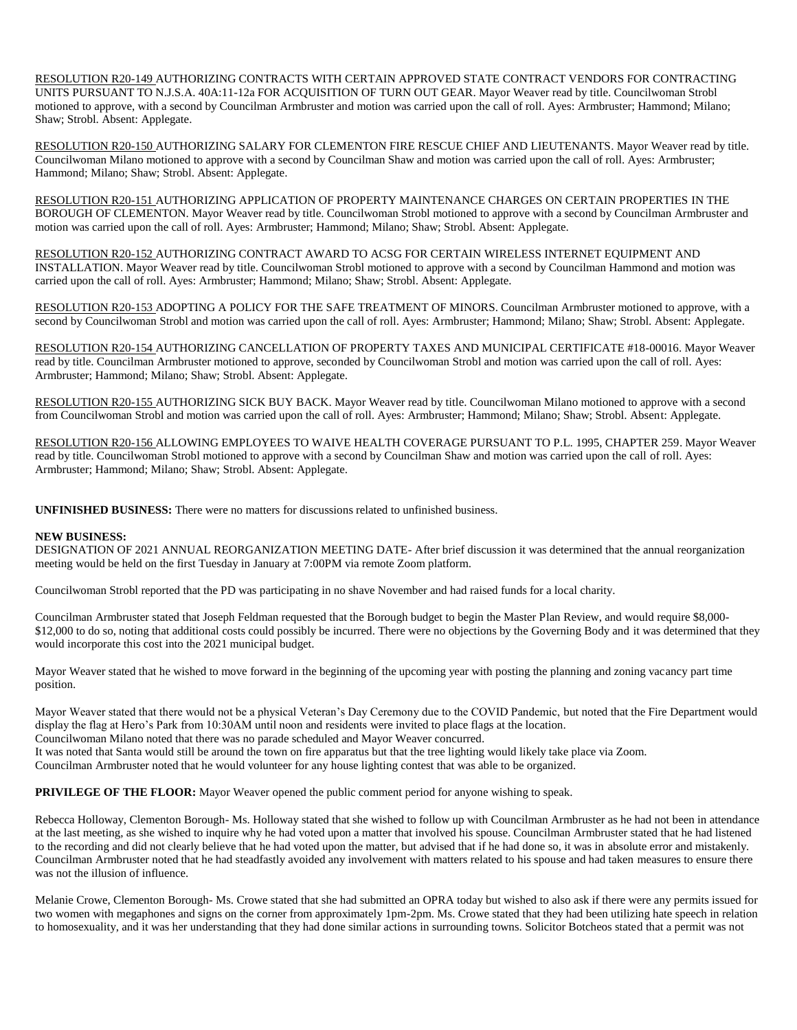RESOLUTION R20-149 AUTHORIZING CONTRACTS WITH CERTAIN APPROVED STATE CONTRACT VENDORS FOR CONTRACTING UNITS PURSUANT TO N.J.S.A. 40A:11-12a FOR ACQUISITION OF TURN OUT GEAR. Mayor Weaver read by title. Councilwoman Strobl motioned to approve, with a second by Councilman Armbruster and motion was carried upon the call of roll. Ayes: Armbruster; Hammond; Milano; Shaw; Strobl. Absent: Applegate.

RESOLUTION R20-150 AUTHORIZING SALARY FOR CLEMENTON FIRE RESCUE CHIEF AND LIEUTENANTS. Mayor Weaver read by title. Councilwoman Milano motioned to approve with a second by Councilman Shaw and motion was carried upon the call of roll. Ayes: Armbruster; Hammond; Milano; Shaw; Strobl. Absent: Applegate.

RESOLUTION R20-151 AUTHORIZING APPLICATION OF PROPERTY MAINTENANCE CHARGES ON CERTAIN PROPERTIES IN THE BOROUGH OF CLEMENTON. Mayor Weaver read by title. Councilwoman Strobl motioned to approve with a second by Councilman Armbruster and motion was carried upon the call of roll. Ayes: Armbruster; Hammond; Milano; Shaw; Strobl. Absent: Applegate.

RESOLUTION R20-152 AUTHORIZING CONTRACT AWARD TO ACSG FOR CERTAIN WIRELESS INTERNET EQUIPMENT AND INSTALLATION. Mayor Weaver read by title. Councilwoman Strobl motioned to approve with a second by Councilman Hammond and motion was carried upon the call of roll. Ayes: Armbruster; Hammond; Milano; Shaw; Strobl. Absent: Applegate.

RESOLUTION R20-153 ADOPTING A POLICY FOR THE SAFE TREATMENT OF MINORS. Councilman Armbruster motioned to approve, with a second by Councilwoman Strobl and motion was carried upon the call of roll. Ayes: Armbruster; Hammond; Milano; Shaw; Strobl. Absent: Applegate.

RESOLUTION R20-154 AUTHORIZING CANCELLATION OF PROPERTY TAXES AND MUNICIPAL CERTIFICATE #18-00016. Mayor Weaver read by title. Councilman Armbruster motioned to approve, seconded by Councilwoman Strobl and motion was carried upon the call of roll. Ayes: Armbruster; Hammond; Milano; Shaw; Strobl. Absent: Applegate.

RESOLUTION R20-155 AUTHORIZING SICK BUY BACK. Mayor Weaver read by title. Councilwoman Milano motioned to approve with a second from Councilwoman Strobl and motion was carried upon the call of roll. Ayes: Armbruster; Hammond; Milano; Shaw; Strobl. Absent: Applegate.

RESOLUTION R20-156 ALLOWING EMPLOYEES TO WAIVE HEALTH COVERAGE PURSUANT TO P.L. 1995, CHAPTER 259. Mayor Weaver read by title. Councilwoman Strobl motioned to approve with a second by Councilman Shaw and motion was carried upon the call of roll. Ayes: Armbruster; Hammond; Milano; Shaw; Strobl. Absent: Applegate.

**UNFINISHED BUSINESS:** There were no matters for discussions related to unfinished business.

**NEW BUSINESS:**
DESIGNATION OF 2021 ANNUAL REORGANIZATION MEETING DATE- After brief discussion it was determined that the annual reorganization meeting would be held on the first Tuesday in January at 7:00PM via remote Zoom platform.

Councilwoman Strobl reported that the PD was participating in no shave November and had raised funds for a local charity.

Councilman Armbruster stated that Joseph Feldman requested that the Borough budget to begin the Master Plan Review, and would require $8,000-$12,000 to do so, noting that additional costs could possibly be incurred. There were no objections by the Governing Body and it was determined that they would incorporate this cost into the 2021 municipal budget.

Mayor Weaver stated that he wished to move forward in the beginning of the upcoming year with posting the planning and zoning vacancy part time position.

Mayor Weaver stated that there would not be a physical Veteran's Day Ceremony due to the COVID Pandemic, but noted that the Fire Department would display the flag at Hero's Park from 10:30AM until noon and residents were invited to place flags at the location.
Councilwoman Milano noted that there was no parade scheduled and Mayor Weaver concurred.
It was noted that Santa would still be around the town on fire apparatus but that the tree lighting would likely take place via Zoom.
Councilman Armbruster noted that he would volunteer for any house lighting contest that was able to be organized.

**PRIVILEGE OF THE FLOOR:** Mayor Weaver opened the public comment period for anyone wishing to speak.

Rebecca Holloway, Clementon Borough- Ms. Holloway stated that she wished to follow up with Councilman Armbruster as he had not been in attendance at the last meeting, as she wished to inquire why he had voted upon a matter that involved his spouse. Councilman Armbruster stated that he had listened to the recording and did not clearly believe that he had voted upon the matter, but advised that if he had done so, it was in absolute error and mistakenly. Councilman Armbruster noted that he had steadfastly avoided any involvement with matters related to his spouse and had taken measures to ensure there was not the illusion of influence.

Melanie Crowe, Clementon Borough- Ms. Crowe stated that she had submitted an OPRA today but wished to also ask if there were any permits issued for two women with megaphones and signs on the corner from approximately 1pm-2pm. Ms. Crowe stated that they had been utilizing hate speech in relation to homosexuality, and it was her understanding that they had done similar actions in surrounding towns. Solicitor Botcheos stated that a permit was not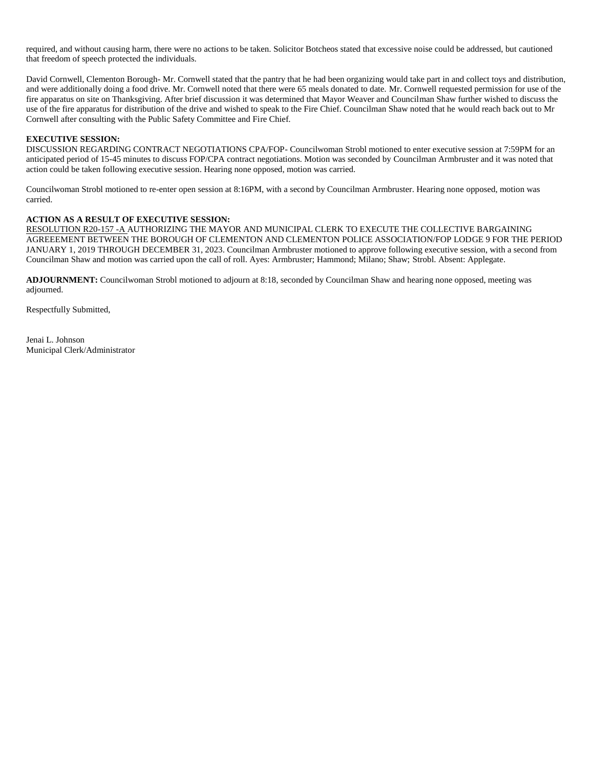required, and without causing harm, there were no actions to be taken. Solicitor Botcheos stated that excessive noise could be addressed, but cautioned that freedom of speech protected the individuals.

David Cornwell, Clementon Borough- Mr. Cornwell stated that the pantry that he had been organizing would take part in and collect toys and distribution, and were additionally doing a food drive. Mr. Cornwell noted that there were 65 meals donated to date. Mr. Cornwell requested permission for use of the fire apparatus on site on Thanksgiving. After brief discussion it was determined that Mayor Weaver and Councilman Shaw further wished to discuss the use of the fire apparatus for distribution of the drive and wished to speak to the Fire Chief. Councilman Shaw noted that he would reach back out to Mr Cornwell after consulting with the Public Safety Committee and Fire Chief.

**EXECUTIVE SESSION:**
DISCUSSION REGARDING CONTRACT NEGOTIATIONS CPA/FOP- Councilwoman Strobl motioned to enter executive session at 7:59PM for an anticipated period of 15-45 minutes to discuss FOP/CPA contract negotiations. Motion was seconded by Councilman Armbruster and it was noted that action could be taken following executive session. Hearing none opposed, motion was carried.

Councilwoman Strobl motioned to re-enter open session at 8:16PM, with a second by Councilman Armbruster. Hearing none opposed, motion was carried.

**ACTION AS A RESULT OF EXECUTIVE SESSION:**
RESOLUTION R20-157 -A AUTHORIZING THE MAYOR AND MUNICIPAL CLERK TO EXECUTE THE COLLECTIVE BARGAINING AGREEEMENT BETWEEN THE BOROUGH OF CLEMENTON AND CLEMENTON POLICE ASSOCIATION/FOP LODGE 9 FOR THE PERIOD JANUARY 1, 2019 THROUGH DECEMBER 31, 2023. Councilman Armbruster motioned to approve following executive session, with a second from Councilman Shaw and motion was carried upon the call of roll. Ayes: Armbruster; Hammond; Milano; Shaw; Strobl. Absent: Applegate.

**ADJOURNMENT:** Councilwoman Strobl motioned to adjourn at 8:18, seconded by Councilman Shaw and hearing none opposed, meeting was adjourned.

Respectfully Submitted,

Jenai L. Johnson
Municipal Clerk/Administrator